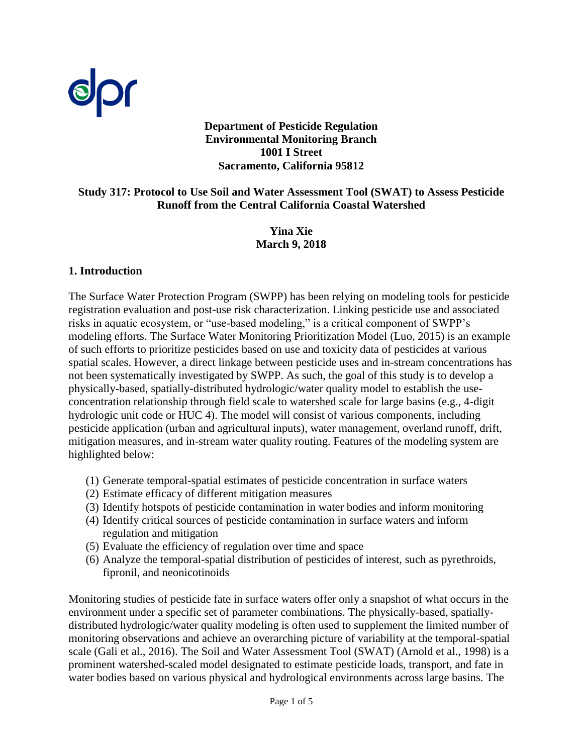**Department of Pesticide Regulation**
**Environmental Monitoring Branch**
**1001 I Street**
**Sacramento, California 95812**

# Study 317: Protocol to Use Soil and Water Assessment Tool (SWAT) to Assess Pesticide Runoff from the Central California Coastal Watershed

**Yina Xie**
**March 9, 2018**

## 1. Introduction

The Surface Water Protection Program (SWPP) has been relying on modeling tools for pesticide registration evaluation and post-use risk characterization. Linking pesticide use and associated risks in aquatic ecosystem, or "use-based modeling," is a critical component of SWPP's modeling efforts. The Surface Water Monitoring Prioritization Model (Luo, 2015) is an example of such efforts to prioritize pesticides based on use and toxicity data of pesticides at various spatial scales. However, a direct linkage between pesticide uses and in-stream concentrations has not been systematically investigated by SWPP. As such, the goal of this study is to develop a physically-based, spatially-distributed hydrologic/water quality model to establish the use-concentration relationship through field scale to watershed scale for large basins (e.g., 4-digit hydrologic unit code or HUC 4). The model will consist of various components, including pesticide application (urban and agricultural inputs), water management, overland runoff, drift, mitigation measures, and in-stream water quality routing. Features of the modeling system are highlighted below:

(1) Generate temporal-spatial estimates of pesticide concentration in surface waters
(2) Estimate efficacy of different mitigation measures
(3) Identify hotspots of pesticide contamination in water bodies and inform monitoring
(4) Identify critical sources of pesticide contamination in surface waters and inform regulation and mitigation
(5) Evaluate the efficiency of regulation over time and space
(6) Analyze the temporal-spatial distribution of pesticides of interest, such as pyrethroids, fipronil, and neonicotinoids

Monitoring studies of pesticide fate in surface waters offer only a snapshot of what occurs in the environment under a specific set of parameter combinations. The physically-based, spatially-distributed hydrologic/water quality modeling is often used to supplement the limited number of monitoring observations and achieve an overarching picture of variability at the temporal-spatial scale (Gali et al., 2016). The Soil and Water Assessment Tool (SWAT) (Arnold et al., 1998) is a prominent watershed-scaled model designated to estimate pesticide loads, transport, and fate in water bodies based on various physical and hydrological environments across large basins. The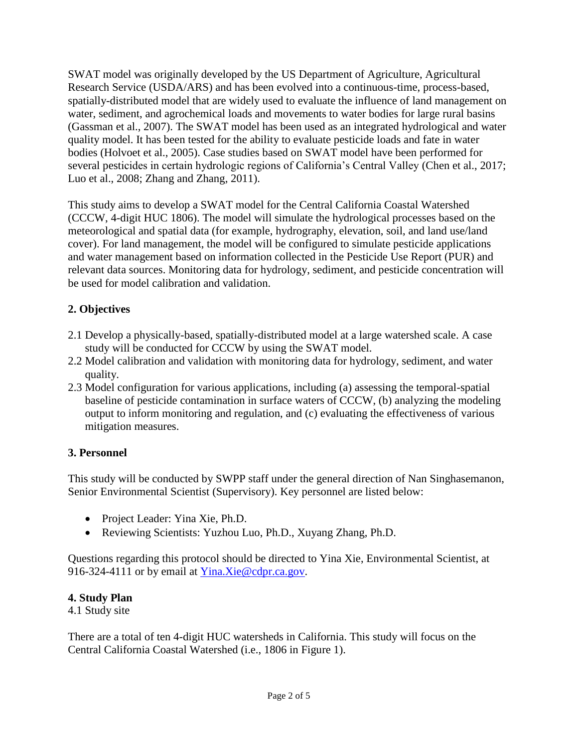SWAT model was originally developed by the US Department of Agriculture, Agricultural Research Service (USDA/ARS) and has been evolved into a continuous-time, process-based, spatially-distributed model that are widely used to evaluate the influence of land management on water, sediment, and agrochemical loads and movements to water bodies for large rural basins (Gassman et al., 2007). The SWAT model has been used as an integrated hydrological and water quality model. It has been tested for the ability to evaluate pesticide loads and fate in water bodies (Holvoet et al., 2005). Case studies based on SWAT model have been performed for several pesticides in certain hydrologic regions of California's Central Valley (Chen et al., 2017; Luo et al., 2008; Zhang and Zhang, 2011).

This study aims to develop a SWAT model for the Central California Coastal Watershed (CCCW, 4-digit HUC 1806). The model will simulate the hydrological processes based on the meteorological and spatial data (for example, hydrography, elevation, soil, and land use/land cover). For land management, the model will be configured to simulate pesticide applications and water management based on information collected in the Pesticide Use Report (PUR) and relevant data sources. Monitoring data for hydrology, sediment, and pesticide concentration will be used for model calibration and validation.

## 2. Objectives

2.1 Develop a physically-based, spatially-distributed model at a large watershed scale. A case study will be conducted for CCCW by using the SWAT model.

2.2 Model calibration and validation with monitoring data for hydrology, sediment, and water quality.

2.3 Model configuration for various applications, including (a) assessing the temporal-spatial baseline of pesticide contamination in surface waters of CCCW, (b) analyzing the modeling output to inform monitoring and regulation, and (c) evaluating the effectiveness of various mitigation measures.

## 3. Personnel

This study will be conducted by SWPP staff under the general direction of Nan Singhasemanon, Senior Environmental Scientist (Supervisory). Key personnel are listed below:

- Project Leader: Yina Xie, Ph.D.
- Reviewing Scientists: Yuzhou Luo, Ph.D., Xuyang Zhang, Ph.D.

Questions regarding this protocol should be directed to Yina Xie, Environmental Scientist, at 916-324-4111 or by email at [Yina.Xie@cdpr.ca.gov](mailto:Yina.Xie@cdpr.ca.gov).

## 4. Study Plan

4.1 Study site

There are a total of ten 4-digit HUC watersheds in California. This study will focus on the Central California Coastal Watershed (i.e., 1806 in Figure 1).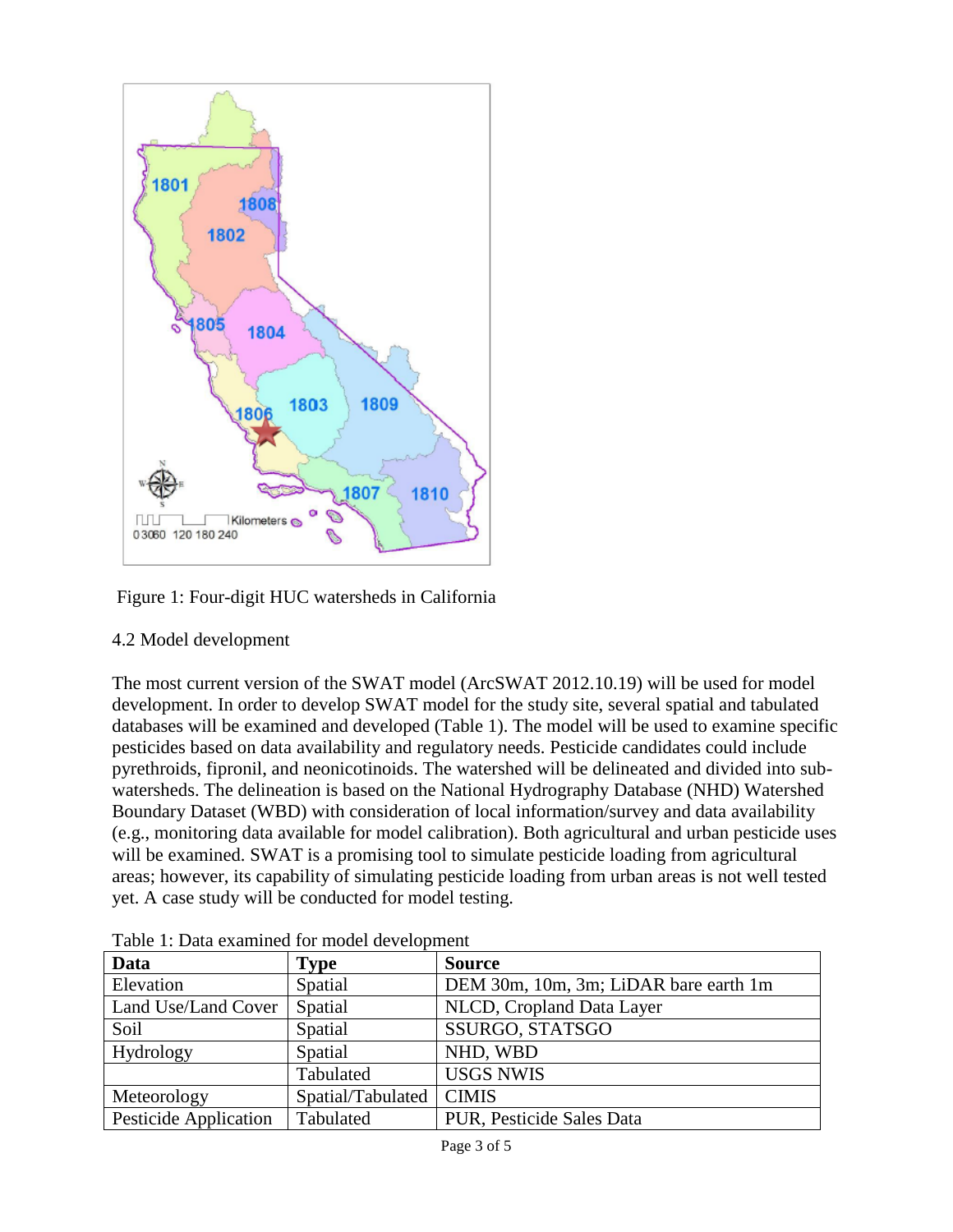Figure 1: Four-digit HUC watersheds in California

4.2 Model development

The most current version of the SWAT model (ArcSWAT 2012.10.19) will be used for model development. In order to develop SWAT model for the study site, several spatial and tabulated databases will be examined and developed (Table 1). The model will be used to examine specific pesticides based on data availability and regulatory needs. Pesticide candidates could include pyrethroids, fipronil, and neonicotinoids. The watershed will be delineated and divided into sub-watersheds. The delineation is based on the National Hydrography Database (NHD) Watershed Boundary Dataset (WBD) with consideration of local information/survey and data availability (e.g., monitoring data available for model calibration). Both agricultural and urban pesticide uses will be examined. SWAT is a promising tool to simulate pesticide loading from agricultural areas; however, its capability of simulating pesticide loading from urban areas is not well tested yet. A case study will be conducted for model testing.

Table 1: Data examined for model development

| Data | Type | Source |
|---|---|---|
| Elevation | Spatial | DEM 30m, 10m, 3m; LiDAR bare earth 1m |
| Land Use/Land Cover | Spatial | NLCD, Cropland Data Layer |
| Soil | Spatial | SSURGO, STATSGO |
| Hydrology | Spatial | NHD, WBD |
| | Tabulated | USGS NWIS |
| Meteorology | Spatial/Tabulated | CIMIS |
| Pesticide Application | Tabulated | PUR, Pesticide Sales Data |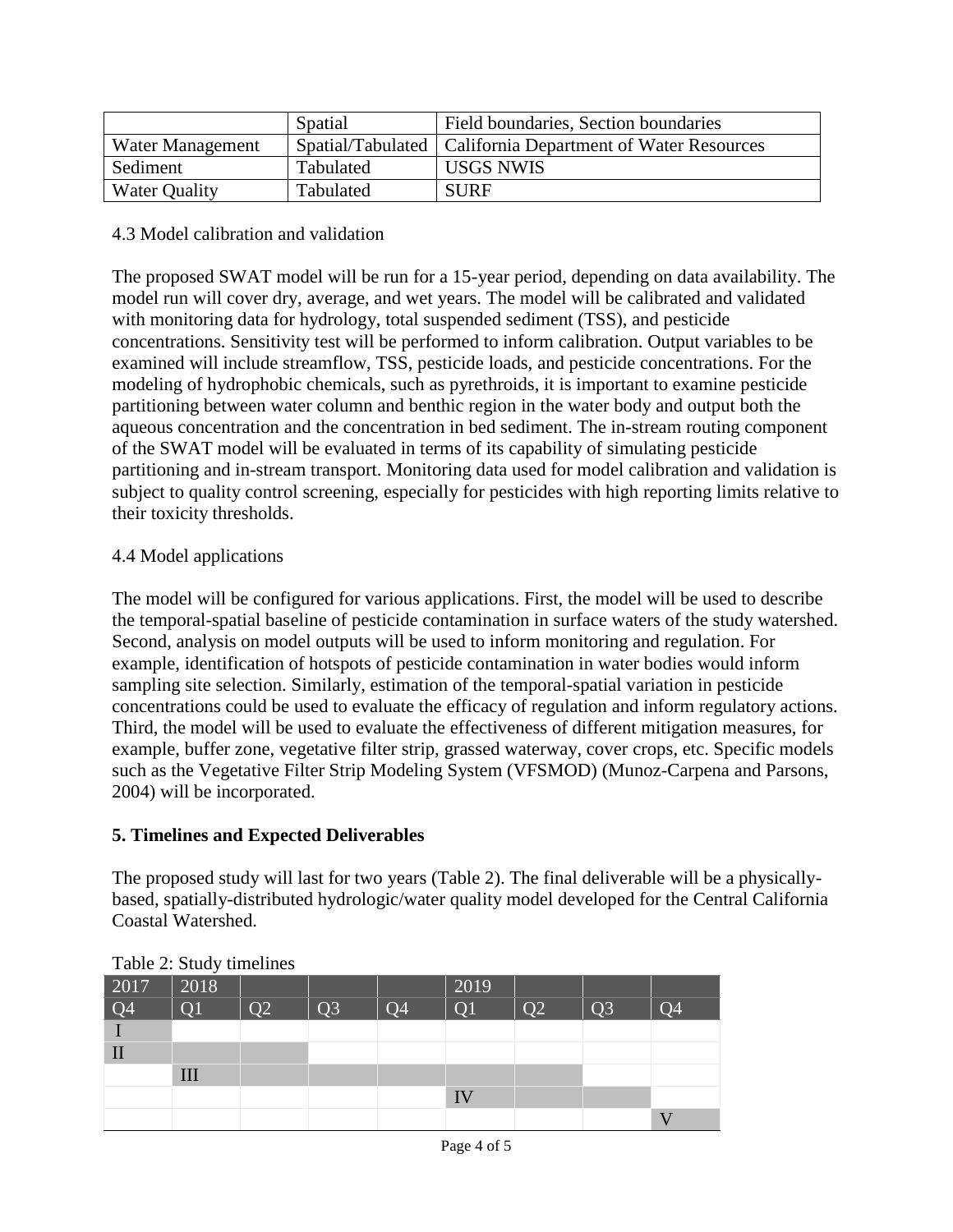| | Spatial | Field boundaries, Section boundaries |
|---|---|---|
| Water Management | Spatial/Tabulated | California Department of Water Resources |
| Sediment | Tabulated | USGS NWIS |
| Water Quality | Tabulated | SURF |

4.3 Model calibration and validation

The proposed SWAT model will be run for a 15-year period, depending on data availability. The model run will cover dry, average, and wet years. The model will be calibrated and validated with monitoring data for hydrology, total suspended sediment (TSS), and pesticide concentrations. Sensitivity test will be performed to inform calibration. Output variables to be examined will include streamflow, TSS, pesticide loads, and pesticide concentrations. For the modeling of hydrophobic chemicals, such as pyrethroids, it is important to examine pesticide partitioning between water column and benthic region in the water body and output both the aqueous concentration and the concentration in bed sediment. The in-stream routing component of the SWAT model will be evaluated in terms of its capability of simulating pesticide partitioning and in-stream transport. Monitoring data used for model calibration and validation is subject to quality control screening, especially for pesticides with high reporting limits relative to their toxicity thresholds.

4.4 Model applications

The model will be configured for various applications. First, the model will be used to describe the temporal-spatial baseline of pesticide contamination in surface waters of the study watershed. Second, analysis on model outputs will be used to inform monitoring and regulation. For example, identification of hotspots of pesticide contamination in water bodies would inform sampling site selection. Similarly, estimation of the temporal-spatial variation in pesticide concentrations could be used to evaluate the efficacy of regulation and inform regulatory actions. Third, the model will be used to evaluate the effectiveness of different mitigation measures, for example, buffer zone, vegetative filter strip, grassed waterway, cover crops, etc. Specific models such as the Vegetative Filter Strip Modeling System (VFSMOD) (Munoz-Carpena and Parsons, 2004) will be incorporated.

## 5. Timelines and Expected Deliverables

The proposed study will last for two years (Table 2). The final deliverable will be a physically-based, spatially-distributed hydrologic/water quality model developed for the Central California Coastal Watershed.

Table 2: Study timelines

| 2017 | 2018 | | | | 2019 | | | |
|---|---|---|---|---|---|---|---|---|
| Q4 | Q1 | Q2 | Q3 | Q4 | Q1 | Q2 | Q3 | Q4 |
| I | | | | | | | | |
| II | | | | | | | | |
| | III | | | | | | | |
| | | | | | IV | | | |
| | | | | | | | | V |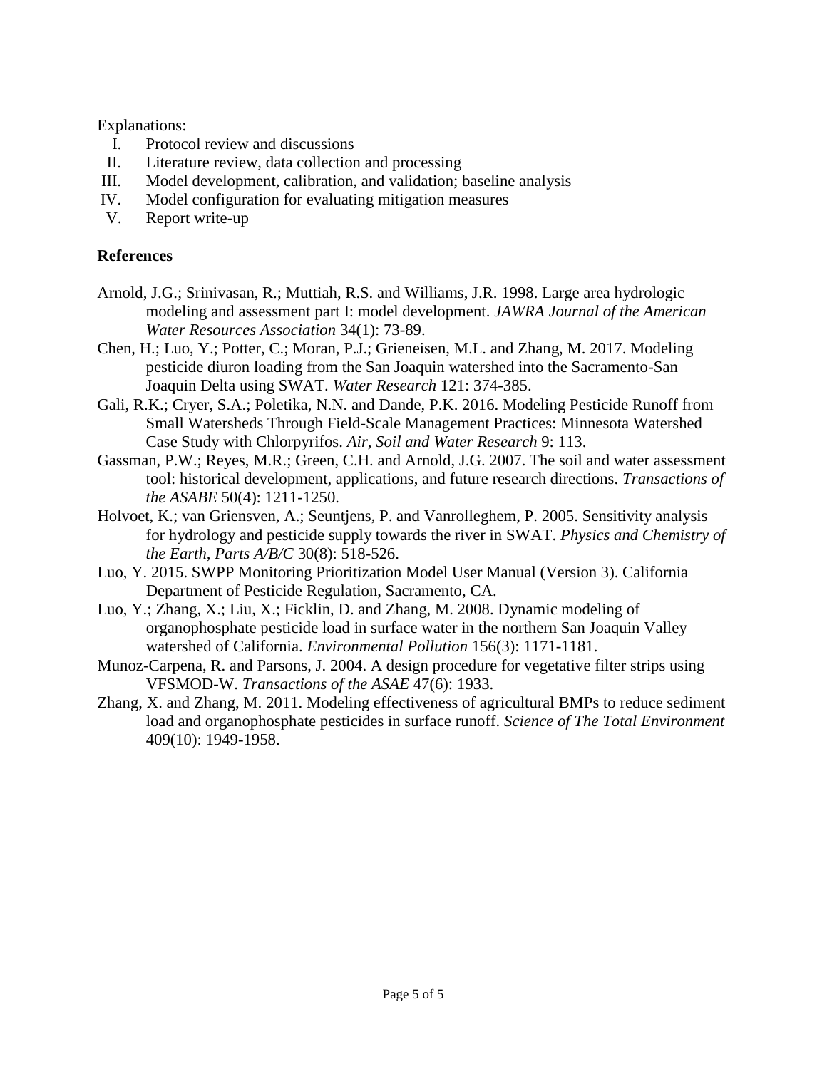Explanations:

I. Protocol review and discussions
II. Literature review, data collection and processing
III. Model development, calibration, and validation; baseline analysis
IV. Model configuration for evaluating mitigation measures
V. Report write-up

**References**

Arnold, J.G.; Srinivasan, R.; Muttiah, R.S. and Williams, J.R. 1998. Large area hydrologic modeling and assessment part I: model development. *JAWRA Journal of the American Water Resources Association* 34(1): 73-89.

Chen, H.; Luo, Y.; Potter, C.; Moran, P.J.; Grieneisen, M.L. and Zhang, M. 2017. Modeling pesticide diuron loading from the San Joaquin watershed into the Sacramento-San Joaquin Delta using SWAT. *Water Research* 121: 374-385.

Gali, R.K.; Cryer, S.A.; Poletika, N.N. and Dande, P.K. 2016. Modeling Pesticide Runoff from Small Watersheds Through Field-Scale Management Practices: Minnesota Watershed Case Study with Chlorpyrifos. *Air, Soil and Water Research* 9: 113.

Gassman, P.W.; Reyes, M.R.; Green, C.H. and Arnold, J.G. 2007. The soil and water assessment tool: historical development, applications, and future research directions. *Transactions of the ASABE* 50(4): 1211-1250.

Holvoet, K.; van Griensven, A.; Seuntjens, P. and Vanrolleghem, P. 2005. Sensitivity analysis for hydrology and pesticide supply towards the river in SWAT. *Physics and Chemistry of the Earth, Parts A/B/C* 30(8): 518-526.

Luo, Y. 2015. SWPP Monitoring Prioritization Model User Manual (Version 3). California Department of Pesticide Regulation, Sacramento, CA.

Luo, Y.; Zhang, X.; Liu, X.; Ficklin, D. and Zhang, M. 2008. Dynamic modeling of organophosphate pesticide load in surface water in the northern San Joaquin Valley watershed of California. *Environmental Pollution* 156(3): 1171-1181.

Munoz-Carpena, R. and Parsons, J. 2004. A design procedure for vegetative filter strips using VFSMOD-W. *Transactions of the ASAE* 47(6): 1933.

Zhang, X. and Zhang, M. 2011. Modeling effectiveness of agricultural BMPs to reduce sediment load and organophosphate pesticides in surface runoff. *Science of The Total Environment* 409(10): 1949-1958.